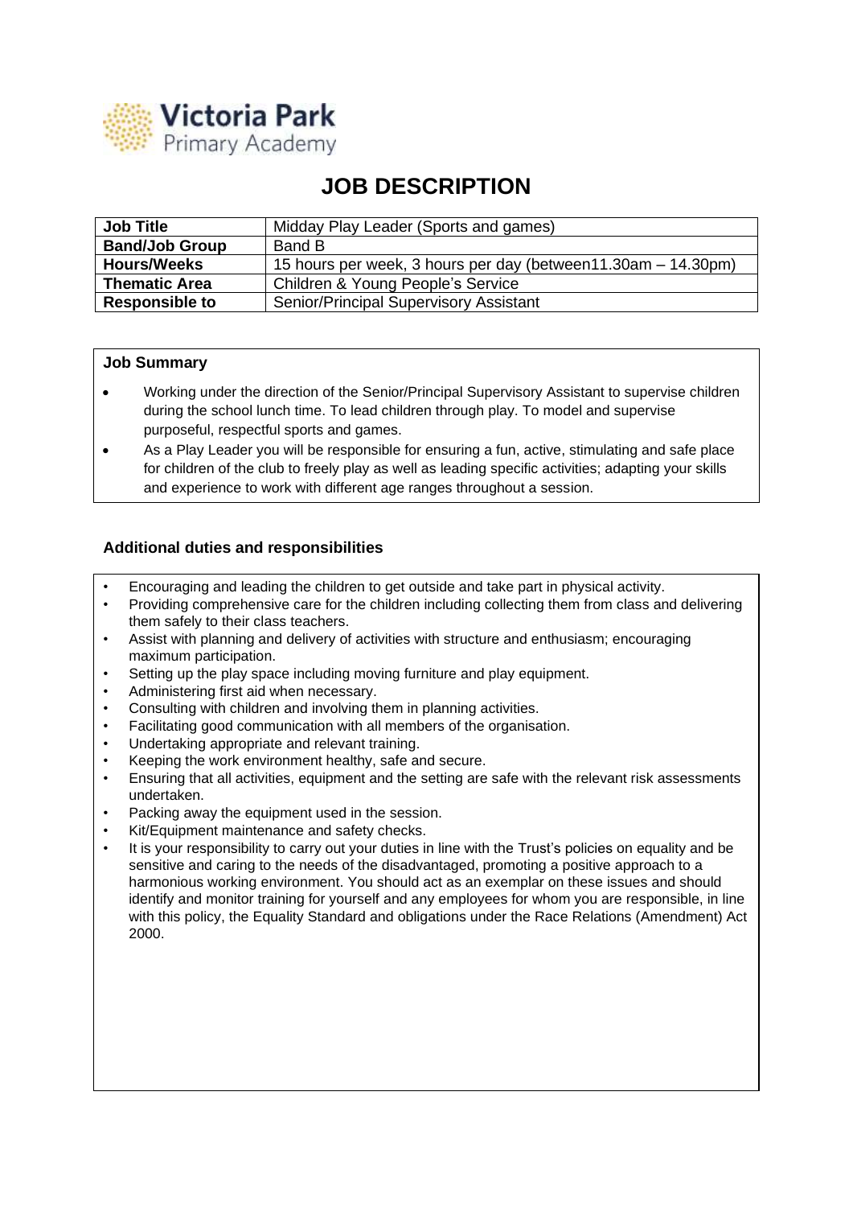Victoria Park
Primary Academy

# JOB DESCRIPTION

| **Job Title** | Midday Play Leader (Sports and games) |
|---|---|
| **Band/Job Group** | Band B |
| **Hours/Weeks** | 15 hours per week, 3 hours per day (between11.30am – 14.30pm) |
| **Thematic Area** | Children & Young People's Service |
| **Responsible to** | Senior/Principal Supervisory Assistant |

**Job Summary**

- Working under the direction of the Senior/Principal Supervisory Assistant to supervise children during the school lunch time. To lead children through play. To model and supervise purposeful, respectful sports and games.
- As a Play Leader you will be responsible for ensuring a fun, active, stimulating and safe place for children of the club to freely play as well as leading specific activities; adapting your skills and experience to work with different age ranges throughout a session.

**Additional duties and responsibilities**

- Encouraging and leading the children to get outside and take part in physical activity.
- Providing comprehensive care for the children including collecting them from class and delivering them safely to their class teachers.
- Assist with planning and delivery of activities with structure and enthusiasm; encouraging maximum participation.
- Setting up the play space including moving furniture and play equipment.
- Administering first aid when necessary.
- Consulting with children and involving them in planning activities.
- Facilitating good communication with all members of the organisation.
- Undertaking appropriate and relevant training.
- Keeping the work environment healthy, safe and secure.
- Ensuring that all activities, equipment and the setting are safe with the relevant risk assessments undertaken.
- Packing away the equipment used in the session.
- Kit/Equipment maintenance and safety checks.
- It is your responsibility to carry out your duties in line with the Trust's policies on equality and be sensitive and caring to the needs of the disadvantaged, promoting a positive approach to a harmonious working environment. You should act as an exemplar on these issues and should identify and monitor training for yourself and any employees for whom you are responsible, in line with this policy, the Equality Standard and obligations under the Race Relations (Amendment) Act 2000.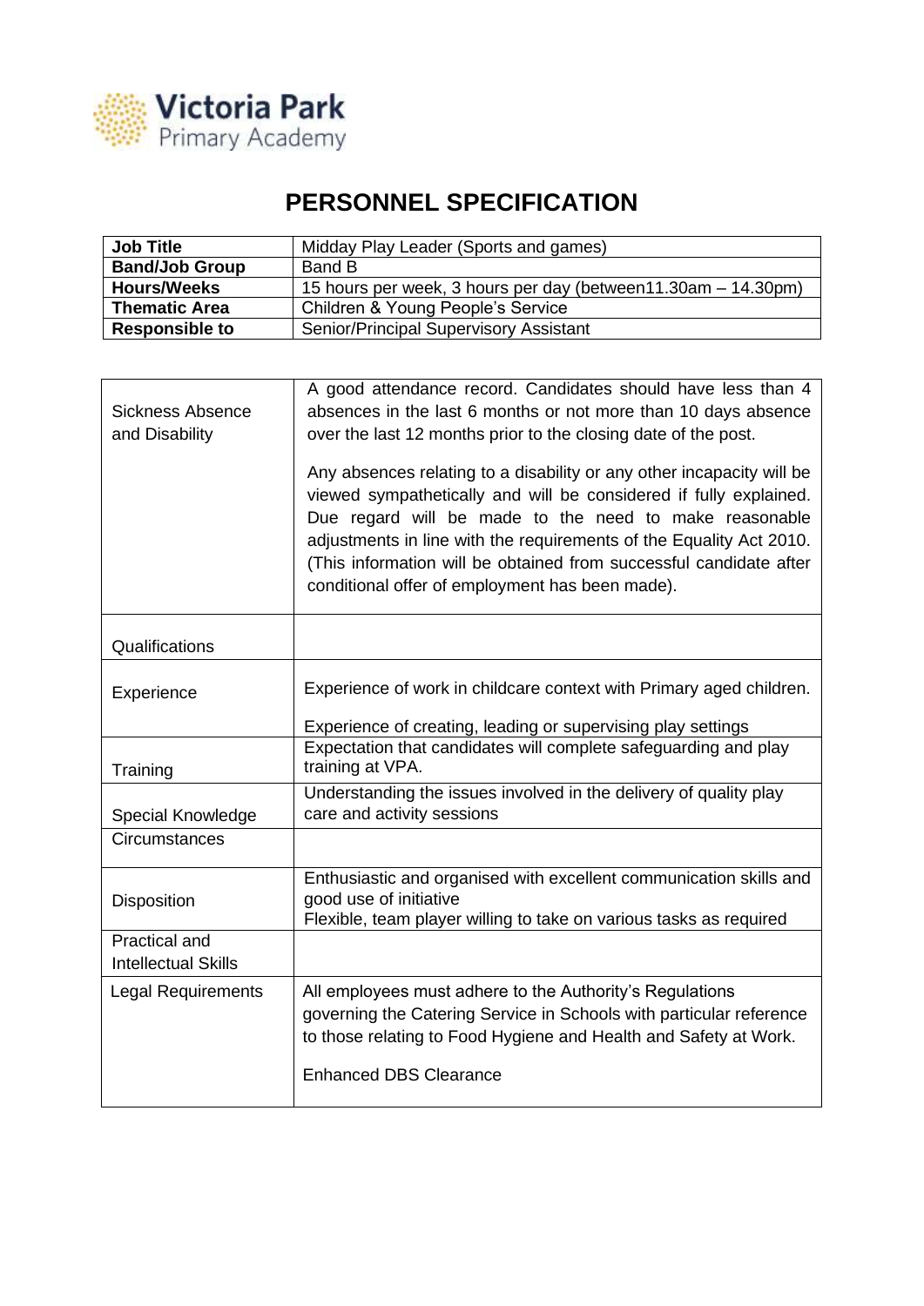Victoria Park Primary Academy

# PERSONNEL SPECIFICATION

| | |
|---|---|
| **Job Title** | Midday Play Leader (Sports and games) |
| **Band/Job Group** | Band B |
| **Hours/Weeks** | 15 hours per week, 3 hours per day (between11.30am – 14.30pm) |
| **Thematic Area** | Children & Young People's Service |
| **Responsible to** | Senior/Principal Supervisory Assistant |

| | |
|---|---|
| Sickness Absence and Disability | A good attendance record. Candidates should have less than 4 absences in the last 6 months or not more than 10 days absence over the last 12 months prior to the closing date of the post.<br><br>Any absences relating to a disability or any other incapacity will be viewed sympathetically and will be considered if fully explained. Due regard will be made to the need to make reasonable adjustments in line with the requirements of the Equality Act 2010. (This information will be obtained from successful candidate after conditional offer of employment has been made). |
| Qualifications | |
| Experience | Experience of work in childcare context with Primary aged children.<br><br>Experience of creating, leading or supervising play settings |
| Training | Expectation that candidates will complete safeguarding and play training at VPA. |
| Special Knowledge | Understanding the issues involved in the delivery of quality play care and activity sessions |
| Circumstances | |
| Disposition | Enthusiastic and organised with excellent communication skills and good use of initiative<br>Flexible, team player willing to take on various tasks as required |
| Practical and Intellectual Skills | |
| Legal Requirements | All employees must adhere to the Authority's Regulations governing the Catering Service in Schools with particular reference to those relating to Food Hygiene and Health and Safety at Work.<br><br>Enhanced DBS Clearance |